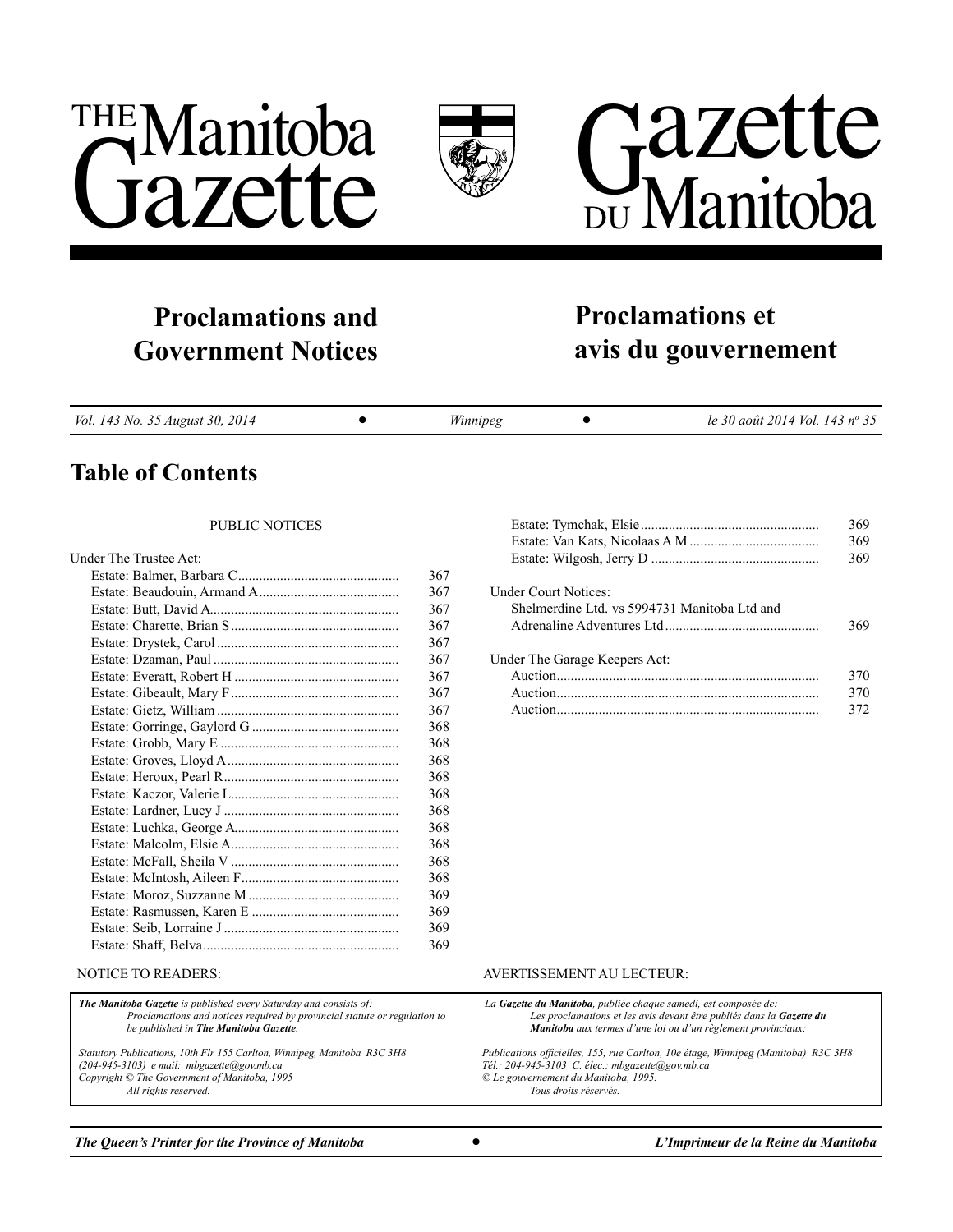# THE Manitoba Gazette

# Gazette DU Manitoba

## Proclamations and Government Notices

## Proclamations et avis du gouvernement

*Vol. 143 No. 35 August 30, 2014* • *Winnipeg* • *le 30 août 2014 Vol. 143 nº 35*

## Table of Contents

PUBLIC NOTICES

Under The Trustee Act:

| | |
|---|---|
| Estate: Balmer, Barbara C | 367 |
| Estate: Beaudouin, Armand A | 367 |
| Estate: Butt, David A | 367 |
| Estate: Charette, Brian S | 367 |
| Estate: Drystek, Carol | 367 |
| Estate: Dzaman, Paul | 367 |
| Estate: Everatt, Robert H | 367 |
| Estate: Gibeault, Mary F | 367 |
| Estate: Gietz, William | 367 |
| Estate: Gorringe, Gaylord G | 368 |
| Estate: Grobb, Mary E | 368 |
| Estate: Groves, Lloyd A | 368 |
| Estate: Heroux, Pearl R | 368 |
| Estate: Kaczor, Valerie L | 368 |
| Estate: Lardner, Lucy J | 368 |
| Estate: Luchka, George A | 368 |
| Estate: Malcolm, Elsie A | 368 |
| Estate: McFall, Sheila V | 368 |
| Estate: McIntosh, Aileen F | 368 |
| Estate: Moroz, Suzzanne M | 369 |
| Estate: Rasmussen, Karen E | 369 |
| Estate: Seib, Lorraine J | 369 |
| Estate: Shaff, Belva | 369 |
| Estate: Tymchak, Elsie | 369 |
| Estate: Van Kats, Nicolaas A M | 369 |
| Estate: Wilgosh, Jerry D | 369 |

Under Court Notices:

| | |
|---|---|
| Shelmerdine Ltd. vs 5994731 Manitoba Ltd and Adrenaline Adventures Ltd | 369 |

Under The Garage Keepers Act:

| | |
|---|---|
| Auction | 370 |
| Auction | 370 |
| Auction | 372 |

NOTICE TO READERS:

***The Manitoba Gazette** is published every Saturday and consists of:*
*Proclamations and notices required by provincial statute or regulation to be published in **The Manitoba Gazette**.*

*Statutory Publications, 10th Flr 155 Carlton, Winnipeg, Manitoba R3C 3H8*
*(204-945-3103) e mail: mbgazette@gov.mb.ca*
*Copyright © The Government of Manitoba, 1995*
*All rights reserved.*

AVERTISSEMENT AU LECTEUR:

*La **Gazette du Manitoba**, publiée chaque samedi, est composée de:*
*Les proclamations et les avis devant être publiés dans la **Gazette du Manitoba** aux termes d'une loi ou d'un règlement provinciaux:*

*Publications officielles, 155, rue Carlton, 10e étage, Winnipeg (Manitoba) R3C 3H8*
*Tél.: 204-945-3103 C. élec.: mbgazette@gov.mb.ca*
*© Le gouvernement du Manitoba, 1995.*
*Tous droits réservés.*

***The Queen's Printer for the Province of Manitoba*** • ***L'Imprimeur de la Reine du Manitoba***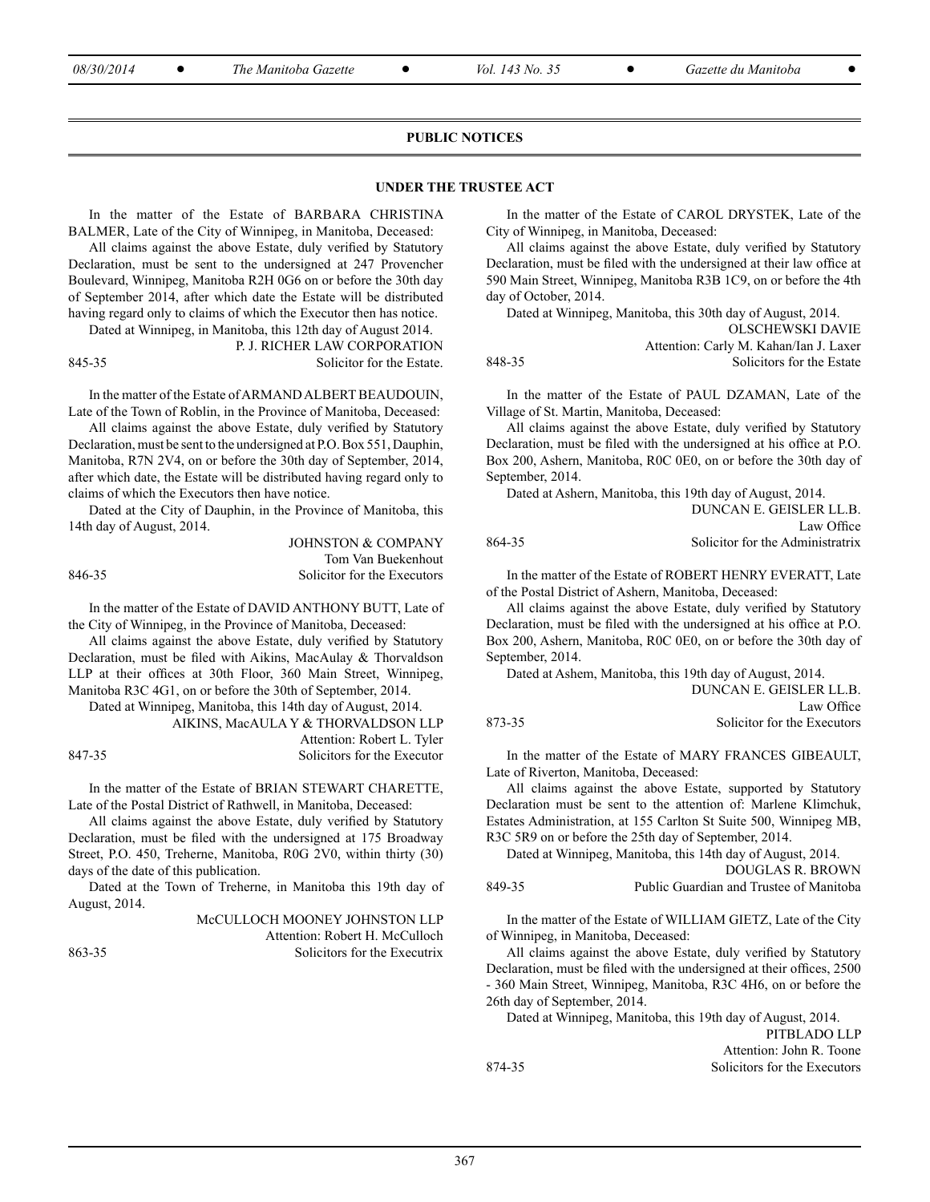## PUBLIC NOTICES

### UNDER THE TRUSTEE ACT

In the matter of the Estate of BARBARA CHRISTINA BALMER, Late of the City of Winnipeg, in Manitoba, Deceased:

All claims against the above Estate, duly verified by Statutory Declaration, must be sent to the undersigned at 247 Provencher Boulevard, Winnipeg, Manitoba R2H 0G6 on or before the 30th day of September 2014, after which date the Estate will be distributed having regard only to claims of which the Executor then has notice.

Dated at Winnipeg, in Manitoba, this 12th day of August 2014.

P. J. RICHER LAW CORPORATION
Solicitor for the Estate.

845-35

In the matter of the Estate of ARMAND ALBERT BEAUDOUIN, Late of the Town of Roblin, in the Province of Manitoba, Deceased:

All claims against the above Estate, duly verified by Statutory Declaration, must be sent to the undersigned at P.O. Box 551, Dauphin, Manitoba, R7N 2V4, on or before the 30th day of September, 2014, after which date, the Estate will be distributed having regard only to claims of which the Executors then have notice.

Dated at the City of Dauphin, in the Province of Manitoba, this 14th day of August, 2014.

JOHNSTON & COMPANY
Tom Van Buekenhout
Solicitor for the Executors

846-35

In the matter of the Estate of DAVID ANTHONY BUTT, Late of the City of Winnipeg, in the Province of Manitoba, Deceased:

All claims against the above Estate, duly verified by Statutory Declaration, must be filed with Aikins, MacAulay & Thorvaldson LLP at their offices at 30th Floor, 360 Main Street, Winnipeg, Manitoba R3C 4G1, on or before the 30th of September, 2014.

Dated at Winnipeg, Manitoba, this 14th day of August, 2014.

AIKINS, MacAULA Y & THORVALDSON LLP
Attention: Robert L. Tyler
Solicitors for the Executor

847-35

In the matter of the Estate of BRIAN STEWART CHARETTE, Late of the Postal District of Rathwell, in Manitoba, Deceased:

All claims against the above Estate, duly verified by Statutory Declaration, must be filed with the undersigned at 175 Broadway Street, P.O. 450, Treherne, Manitoba, R0G 2V0, within thirty (30) days of the date of this publication.

Dated at the Town of Treherne, in Manitoba this 19th day of August, 2014.

McCULLOCH MOONEY JOHNSTON LLP
Attention: Robert H. McCulloch
Solicitors for the Executrix

863-35

In the matter of the Estate of CAROL DRYSTEK, Late of the City of Winnipeg, in Manitoba, Deceased:

All claims against the above Estate, duly verified by Statutory Declaration, must be filed with the undersigned at their law office at 590 Main Street, Winnipeg, Manitoba R3B 1C9, on or before the 4th day of October, 2014.

Dated at Winnipeg, Manitoba, this 30th day of August, 2014.

OLSCHEWSKI DAVIE
Attention: Carly M. Kahan/Ian J. Laxer
Solicitors for the Estate

848-35

In the matter of the Estate of PAUL DZAMAN, Late of the Village of St. Martin, Manitoba, Deceased:

All claims against the above Estate, duly verified by Statutory Declaration, must be filed with the undersigned at his office at P.O. Box 200, Ashern, Manitoba, R0C 0E0, on or before the 30th day of September, 2014.

Dated at Ashern, Manitoba, this 19th day of August, 2014.

DUNCAN E. GEISLER LL.B.
Law Office
Solicitor for the Administratrix

864-35

In the matter of the Estate of ROBERT HENRY EVERATT, Late of the Postal District of Ashern, Manitoba, Deceased:

All claims against the above Estate, duly verified by Statutory Declaration, must be filed with the undersigned at his office at P.O. Box 200, Ashern, Manitoba, R0C 0E0, on or before the 30th day of September, 2014.

Dated at Ashem, Manitoba, this 19th day of August, 2014.

DUNCAN E. GEISLER LL.B.
Law Office
Solicitor for the Executors

873-35

In the matter of the Estate of MARY FRANCES GIBEAULT, Late of Riverton, Manitoba, Deceased:

All claims against the above Estate, supported by Statutory Declaration must be sent to the attention of: Marlene Klimchuk, Estates Administration, at 155 Carlton St Suite 500, Winnipeg MB, R3C 5R9 on or before the 25th day of September, 2014.

Dated at Winnipeg, Manitoba, this 14th day of August, 2014.

DOUGLAS R. BROWN
Public Guardian and Trustee of Manitoba

849-35

In the matter of the Estate of WILLIAM GIETZ, Late of the City of Winnipeg, in Manitoba, Deceased:

All claims against the above Estate, duly verified by Statutory Declaration, must be filed with the undersigned at their offices, 2500 - 360 Main Street, Winnipeg, Manitoba, R3C 4H6, on or before the 26th day of September, 2014.

Dated at Winnipeg, Manitoba, this 19th day of August, 2014.

PITBLADO LLP
Attention: John R. Toone
Solicitors for the Executors

874-35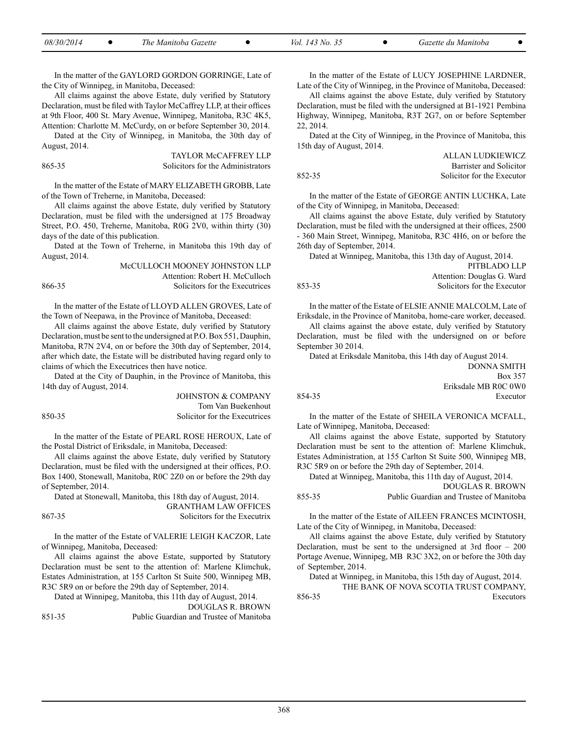In the matter of the GAYLORD GORDON GORRINGE, Late of the City of Winnipeg, in Manitoba, Deceased:

All claims against the above Estate, duly verified by Statutory Declaration, must be filed with Taylor McCaffrey LLP, at their offices at 9th Floor, 400 St. Mary Avenue, Winnipeg, Manitoba, R3C 4K5, Attention: Charlotte M. McCurdy, on or before September 30, 2014.

Dated at the City of Winnipeg, in Manitoba, the 30th day of August, 2014.

TAYLOR McCAFFREY LLP
Solicitors for the Administrators

865-35

In the matter of the Estate of MARY ELIZABETH GROBB, Late of the Town of Treherne, in Manitoba, Deceased:

All claims against the above Estate, duly verified by Statutory Declaration, must be filed with the undersigned at 175 Broadway Street, P.O. 450, Treherne, Manitoba, R0G 2V0, within thirty (30) days of the date of this publication.

Dated at the Town of Treherne, in Manitoba this 19th day of August, 2014.

McCULLOCH MOONEY JOHNSTON LLP
Attention: Robert H. McCulloch
Solicitors for the Executrices

866-35

In the matter of the Estate of LLOYD ALLEN GROVES, Late of the Town of Neepawa, in the Province of Manitoba, Deceased:

All claims against the above Estate, duly verified by Statutory Declaration, must be sent to the undersigned at P.O. Box 551, Dauphin, Manitoba, R7N 2V4, on or before the 30th day of September, 2014, after which date, the Estate will be distributed having regard only to claims of which the Executrices then have notice.

Dated at the City of Dauphin, in the Province of Manitoba, this 14th day of August, 2014.

JOHNSTON & COMPANY
Tom Van Buekenhout
Solicitor for the Executrices

850-35

In the matter of the Estate of PEARL ROSE HEROUX, Late of the Postal District of Eriksdale, in Manitoba, Deceased:

All claims against the above Estate, duly verified by Statutory Declaration, must be filed with the undersigned at their offices, P.O. Box 1400, Stonewall, Manitoba, R0C 2Z0 on or before the 29th day of September, 2014.

Dated at Stonewall, Manitoba, this 18th day of August, 2014.

GRANTHAM LAW OFFICES
Solicitors for the Executrix

867-35

In the matter of the Estate of VALERIE LEIGH KACZOR, Late of Winnipeg, Manitoba, Deceased:

All claims against the above Estate, supported by Statutory Declaration must be sent to the attention of: Marlene Klimchuk, Estates Administration, at 155 Carlton St Suite 500, Winnipeg MB, R3C 5R9 on or before the 29th day of September, 2014.

Dated at Winnipeg, Manitoba, this 11th day of August, 2014.

DOUGLAS R. BROWN
Public Guardian and Trustee of Manitoba

851-35

In the matter of the Estate of LUCY JOSEPHINE LARDNER, Late of the City of Winnipeg, in the Province of Manitoba, Deceased:

All claims against the above Estate, duly verified by Statutory Declaration, must be filed with the undersigned at B1-1921 Pembina Highway, Winnipeg, Manitoba, R3T 2G7, on or before September 22, 2014.

Dated at the City of Winnipeg, in the Province of Manitoba, this 15th day of August, 2014.

ALLAN LUDKIEWICZ
Barrister and Solicitor
Solicitor for the Executor

852-35

In the matter of the Estate of GEORGE ANTIN LUCHKA, Late of the City of Winnipeg, in Manitoba, Deceased:

All claims against the above Estate, duly verified by Statutory Declaration, must be filed with the undersigned at their offices, 2500 - 360 Main Street, Winnipeg, Manitoba, R3C 4H6, on or before the 26th day of September, 2014.

Dated at Winnipeg, Manitoba, this 13th day of August, 2014.

PITBLADO LLP
Attention: Douglas G. Ward
Solicitors for the Executor

853-35

In the matter of the Estate of ELSIE ANNIE MALCOLM, Late of Eriksdale, in the Province of Manitoba, home-care worker, deceased.

All claims against the above estate, duly verified by Statutory Declaration, must be filed with the undersigned on or before September 30 2014.

Dated at Eriksdale Manitoba, this 14th day of August 2014.

DONNA SMITH
Box 357
Eriksdale MB R0C 0W0
Executor

854-35

In the matter of the Estate of SHEILA VERONICA MCFALL, Late of Winnipeg, Manitoba, Deceased:

All claims against the above Estate, supported by Statutory Declaration must be sent to the attention of: Marlene Klimchuk, Estates Administration, at 155 Carlton St Suite 500, Winnipeg MB, R3C 5R9 on or before the 29th day of September, 2014.

Dated at Winnipeg, Manitoba, this 11th day of August, 2014.

DOUGLAS R. BROWN
Public Guardian and Trustee of Manitoba

855-35

In the matter of the Estate of AILEEN FRANCES MCINTOSH, Late of the City of Winnipeg, in Manitoba, Deceased:

All claims against the above Estate, duly verified by Statutory Declaration, must be sent to the undersigned at 3rd floor – 200 Portage Avenue, Winnipeg, MB R3C 3X2, on or before the 30th day of September, 2014.

Dated at Winnipeg, in Manitoba, this 15th day of August, 2014.

THE BANK OF NOVA SCOTIA TRUST COMPANY,
Executors

856-35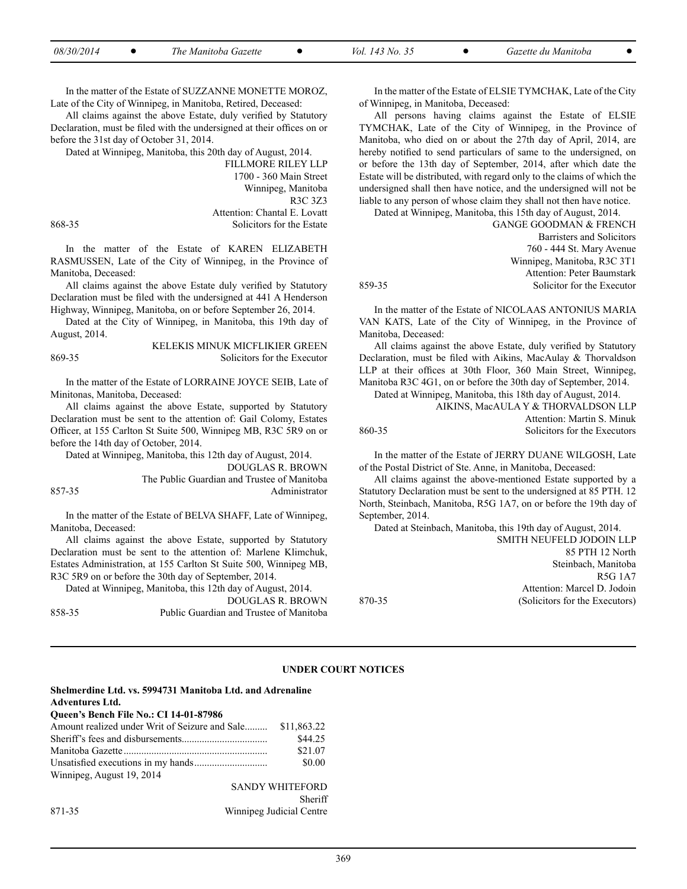In the matter of the Estate of SUZZANNE MONETTE MOROZ, Late of the City of Winnipeg, in Manitoba, Retired, Deceased:

All claims against the above Estate, duly verified by Statutory Declaration, must be filed with the undersigned at their offices on or before the 31st day of October 31, 2014.

Dated at Winnipeg, Manitoba, this 20th day of August, 2014.

FILLMORE RILEY LLP
1700 - 360 Main Street
Winnipeg, Manitoba
R3C 3Z3
Attention: Chantal E. Lovatt
Solicitors for the Estate

868-35

In the matter of the Estate of KAREN ELIZABETH RASMUSSEN, Late of the City of Winnipeg, in the Province of Manitoba, Deceased:

All claims against the above Estate duly verified by Statutory Declaration must be filed with the undersigned at 441 A Henderson Highway, Winnipeg, Manitoba, on or before September 26, 2014.

Dated at the City of Winnipeg, in Manitoba, this 19th day of August, 2014.

KELEKIS MINUK MICFLIKIER GREEN
Solicitors for the Executor

869-35

In the matter of the Estate of LORRAINE JOYCE SEIB, Late of Minitonas, Manitoba, Deceased:

All claims against the above Estate, supported by Statutory Declaration must be sent to the attention of: Gail Colomy, Estates Officer, at 155 Carlton St Suite 500, Winnipeg MB, R3C 5R9 on or before the 14th day of October, 2014.

Dated at Winnipeg, Manitoba, this 12th day of August, 2014.

DOUGLAS R. BROWN
The Public Guardian and Trustee of Manitoba
Administrator

857-35

In the matter of the Estate of BELVA SHAFF, Late of Winnipeg, Manitoba, Deceased:

All claims against the above Estate, supported by Statutory Declaration must be sent to the attention of: Marlene Klimchuk, Estates Administration, at 155 Carlton St Suite 500, Winnipeg MB, R3C 5R9 on or before the 30th day of September, 2014.

Dated at Winnipeg, Manitoba, this 12th day of August, 2014.

DOUGLAS R. BROWN
Public Guardian and Trustee of Manitoba

858-35

In the matter of the Estate of ELSIE TYMCHAK, Late of the City of Winnipeg, in Manitoba, Deceased:

All persons having claims against the Estate of ELSIE TYMCHAK, Late of the City of Winnipeg, in the Province of Manitoba, who died on or about the 27th day of April, 2014, are hereby notified to send particulars of same to the undersigned, on or before the 13th day of September, 2014, after which date the Estate will be distributed, with regard only to the claims of which the undersigned shall then have notice, and the undersigned will not be liable to any person of whose claim they shall not then have notice.

Dated at Winnipeg, Manitoba, this 15th day of August, 2014.

GANGE GOODMAN & FRENCH
Barristers and Solicitors
760 - 444 St. Mary Avenue
Winnipeg, Manitoba, R3C 3T1
Attention: Peter Baumstark
Solicitor for the Executor

859-35

In the matter of the Estate of NICOLAAS ANTONIUS MARIA VAN KATS, Late of the City of Winnipeg, in the Province of Manitoba, Deceased:

All claims against the above Estate, duly verified by Statutory Declaration, must be filed with Aikins, MacAulay & Thorvaldson LLP at their offices at 30th Floor, 360 Main Street, Winnipeg, Manitoba R3C 4G1, on or before the 30th day of September, 2014.

Dated at Winnipeg, Manitoba, this 18th day of August, 2014.

AIKINS, MacAULAY & THORVALDSON LLP
Attention: Martin S. Minuk
Solicitors for the Executors

860-35

In the matter of the Estate of JERRY DUANE WILGOSH, Late of the Postal District of Ste. Anne, in Manitoba, Deceased:

All claims against the above-mentioned Estate supported by a Statutory Declaration must be sent to the undersigned at 85 PTH. 12 North, Steinbach, Manitoba, R5G 1A7, on or before the 19th day of September, 2014.

Dated at Steinbach, Manitoba, this 19th day of August, 2014.

SMITH NEUFELD JODOIN LLP
85 PTH 12 North
Steinbach, Manitoba
R5G 1A7
Attention: Marcel D. Jodoin
(Solicitors for the Executors)

870-35

## UNDER COURT NOTICES

**Shelmerdine Ltd. vs. 5994731 Manitoba Ltd. and Adrenaline Adventures Ltd.**
**Queen's Bench File No.: CI 14-01-87986**

| | |
|---|---|
| Amount realized under Writ of Seizure and Sale | $11,863.22 |
| Sheriff's fees and disbursements | $44.25 |
| Manitoba Gazette | $21.07 |
| Unsatisfied executions in my hands | $0.00 |

Winnipeg, August 19, 2014

SANDY WHITEFORD
Sheriff
Winnipeg Judicial Centre

871-35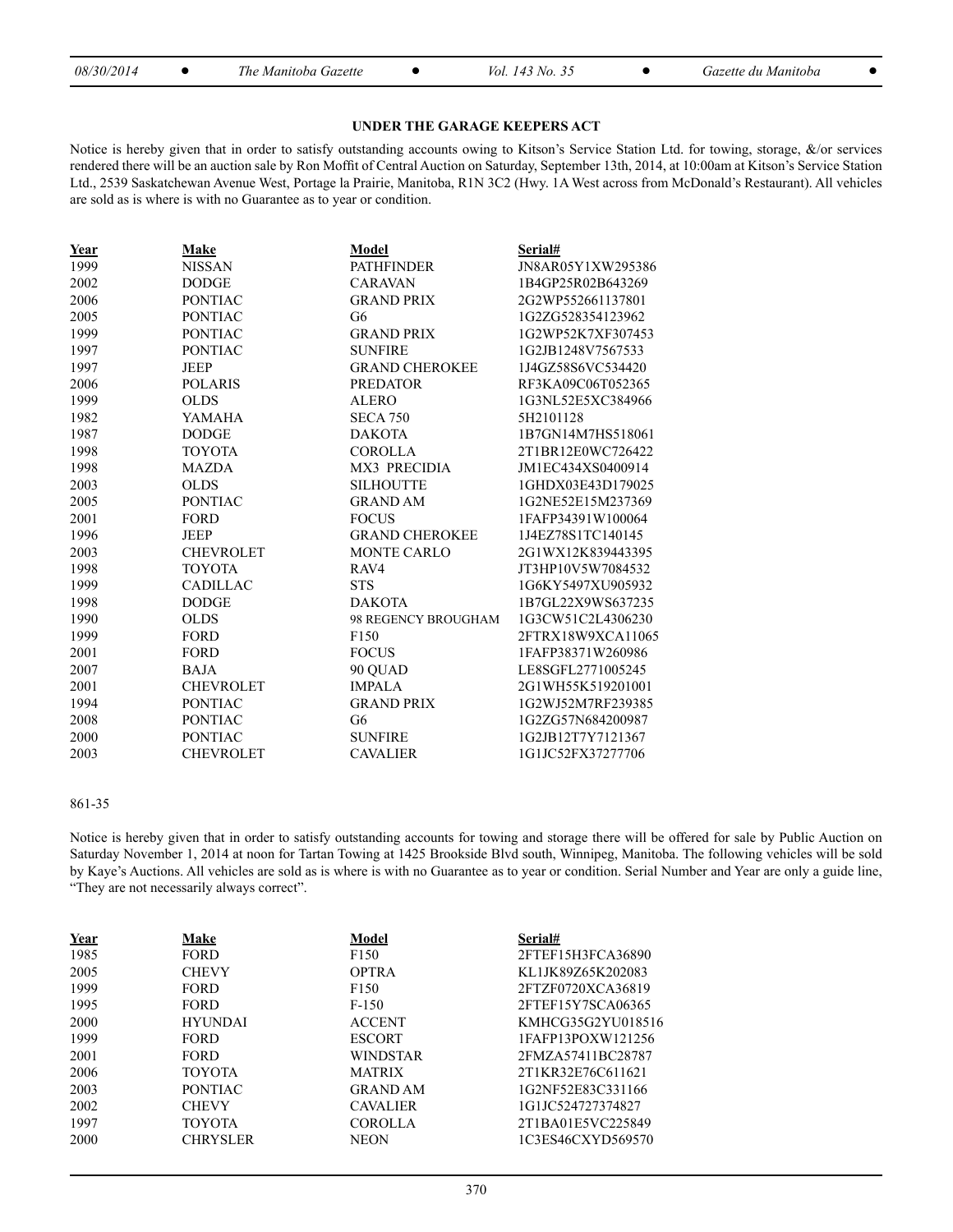**UNDER THE GARAGE KEEPERS ACT**

Notice is hereby given that in order to satisfy outstanding accounts owing to Kitson's Service Station Ltd. for towing, storage, &/or services rendered there will be an auction sale by Ron Moffit of Central Auction on Saturday, September 13th, 2014, at 10:00am at Kitson's Service Station Ltd., 2539 Saskatchewan Avenue West, Portage la Prairie, Manitoba, R1N 3C2 (Hwy. 1A West across from McDonald's Restaurant). All vehicles are sold as is where is with no Guarantee as to year or condition.

| Year | Make | Model | Serial# |
|---|---|---|---|
| 1999 | NISSAN | PATHFINDER | JN8AR05Y1XW295386 |
| 2002 | DODGE | CARAVAN | 1B4GP25R02B643269 |
| 2006 | PONTIAC | GRAND PRIX | 2G2WP552661137801 |
| 2005 | PONTIAC | G6 | 1G2ZG528354123962 |
| 1999 | PONTIAC | GRAND PRIX | 1G2WP52K7XF307453 |
| 1997 | PONTIAC | SUNFIRE | 1G2JB1248V7567533 |
| 1997 | JEEP | GRAND CHEROKEE | 1J4GZ58S6VC534420 |
| 2006 | POLARIS | PREDATOR | RF3KA09C06T052365 |
| 1999 | OLDS | ALERO | 1G3NL52E5XC384966 |
| 1982 | YAMAHA | SECA 750 | 5H2101128 |
| 1987 | DODGE | DAKOTA | 1B7GN14M7HS518061 |
| 1998 | TOYOTA | COROLLA | 2T1BR12E0WC726422 |
| 1998 | MAZDA | MX3 PRECIDIA | JM1EC434XS0400914 |
| 2003 | OLDS | SILHOUTTE | 1GHDX03E43D179025 |
| 2005 | PONTIAC | GRAND AM | 1G2NE52E15M237369 |
| 2001 | FORD | FOCUS | 1FAFP34391W100064 |
| 1996 | JEEP | GRAND CHEROKEE | 1J4EZ78S1TC140145 |
| 2003 | CHEVROLET | MONTE CARLO | 2G1WX12K839443395 |
| 1998 | TOYOTA | RAV4 | JT3HP10V5W7084532 |
| 1999 | CADILLAC | STS | 1G6KY5497XU905932 |
| 1998 | DODGE | DAKOTA | 1B7GL22X9WS637235 |
| 1990 | OLDS | 98 REGENCY BROUGHAM | 1G3CW51C2L4306230 |
| 1999 | FORD | F150 | 2FTRX18W9XCA11065 |
| 2001 | FORD | FOCUS | 1FAFP38371W260986 |
| 2007 | BAJA | 90 QUAD | LE8SGFL2771005245 |
| 2001 | CHEVROLET | IMPALA | 2G1WH55K519201001 |
| 1994 | PONTIAC | GRAND PRIX | 1G2WJ52M7RF239385 |
| 2008 | PONTIAC | G6 | 1G2ZG57N684200987 |
| 2000 | PONTIAC | SUNFIRE | 1G2JB12T7Y7121367 |
| 2003 | CHEVROLET | CAVALIER | 1G1JC52FX37277706 |

861-35

Notice is hereby given that in order to satisfy outstanding accounts for towing and storage there will be offered for sale by Public Auction on Saturday November 1, 2014 at noon for Tartan Towing at 1425 Brookside Blvd south, Winnipeg, Manitoba. The following vehicles will be sold by Kaye's Auctions. All vehicles are sold as is where is with no Guarantee as to year or condition. Serial Number and Year are only a guide line, "They are not necessarily always correct".

| Year | Make | Model | Serial# |
|---|---|---|---|
| 1985 | FORD | F150 | 2FTEF15H3FCA36890 |
| 2005 | CHEVY | OPTRA | KL1JK89Z65K202083 |
| 1999 | FORD | F150 | 2FTZF0720XCA36819 |
| 1995 | FORD | F-150 | 2FTEF15Y7SCA06365 |
| 2000 | HYUNDAI | ACCENT | KMHCG35G2YU018516 |
| 1999 | FORD | ESCORT | 1FAFP13POXW121256 |
| 2001 | FORD | WINDSTAR | 2FMZA57411BC28787 |
| 2006 | TOYOTA | MATRIX | 2T1KR32E76C611621 |
| 2003 | PONTIAC | GRAND AM | 1G2NF52E83C331166 |
| 2002 | CHEVY | CAVALIER | 1G1JC524727374827 |
| 1997 | TOYOTA | COROLLA | 2T1BA01E5VC225849 |
| 2000 | CHRYSLER | NEON | 1C3ES46CXYD569570 |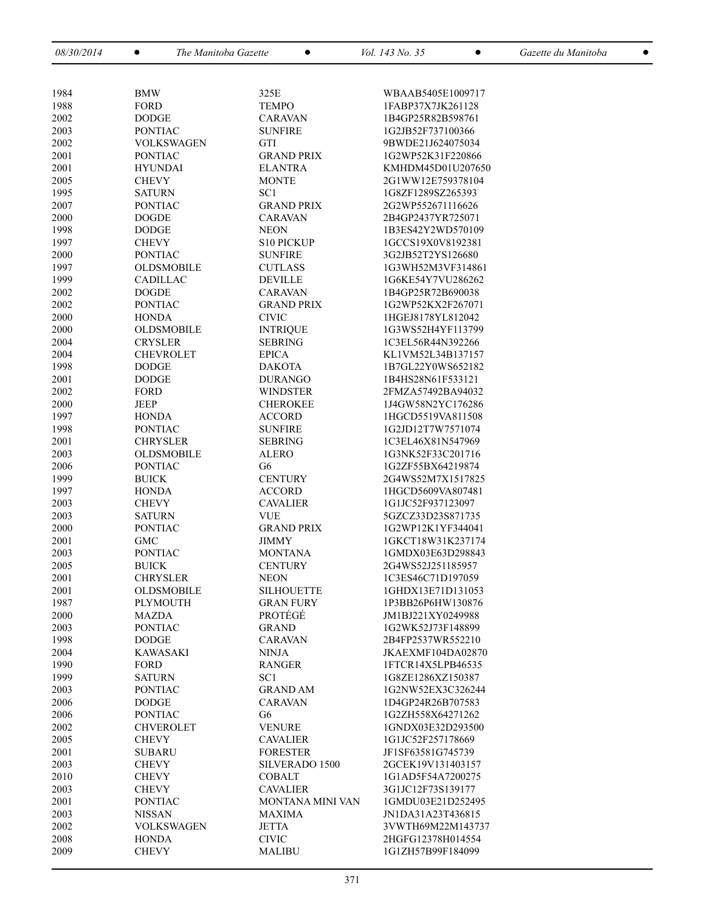| | | | |
|---|---|---|---|
| 1984 | BMW | 325E | WBAAB5405E1009717 |
| 1988 | FORD | TEMPO | 1FABP37X7JK261128 |
| 2002 | DODGE | CARAVAN | 1B4GP25R82B598761 |
| 2003 | PONTIAC | SUNFIRE | 1G2JB52F737100366 |
| 2002 | VOLKSWAGEN | GTI | 9BWDE21J624075034 |
| 2001 | PONTIAC | GRAND PRIX | 1G2WP52K31F220866 |
| 2001 | HYUNDAI | ELANTRA | KMHDM45D01U207650 |
| 2005 | CHEVY | MONTE | 2G1WW12E759378104 |
| 1995 | SATURN | SC1 | 1G8ZF1289SZ265393 |
| 2007 | PONTIAC | GRAND PRIX | 2G2WP552671116626 |
| 2000 | DOGDE | CARAVAN | 2B4GP2437YR725071 |
| 1998 | DODGE | NEON | 1B3ES42Y2WD570109 |
| 1997 | CHEVY | S10 PICKUP | 1GCCS19X0V8192381 |
| 2000 | PONTIAC | SUNFIRE | 3G2JB52T2YS126680 |
| 1997 | OLDSMOBILE | CUTLASS | 1G3WH52M3VF314861 |
| 1999 | CADILLAC | DEVILLE | 1G6KE54Y7VU286262 |
| 2002 | DOGDE | CARAVAN | 1B4GP25R72B690038 |
| 2002 | PONTIAC | GRAND PRIX | 1G2WP52KX2F267071 |
| 2000 | HONDA | CIVIC | 1HGEJ8178YL812042 |
| 2000 | OLDSMOBILE | INTRIQUE | 1G3WS52H4YF113799 |
| 2004 | CRYSLER | SEBRING | 1C3EL56R44N392266 |
| 2004 | CHEVROLET | EPICA | KL1VM52L34B137157 |
| 1998 | DODGE | DAKOTA | 1B7GL22Y0WS652182 |
| 2001 | DODGE | DURANGO | 1B4HS28N61F533121 |
| 2002 | FORD | WINDSTER | 2FMZA57492BA94032 |
| 2000 | JEEP | CHEROKEE | 1J4GW58N2YC176286 |
| 1997 | HONDA | ACCORD | 1HGCD5519VA811508 |
| 1998 | PONTIAC | SUNFIRE | 1G2JD12T7W7571074 |
| 2001 | CHRYSLER | SEBRING | 1C3EL46X81N547969 |
| 2003 | OLDSMOBILE | ALERO | 1G3NK52F33C201716 |
| 2006 | PONTIAC | G6 | 1G2ZF55BX64219874 |
| 1999 | BUICK | CENTURY | 2G4WS52M7X1517825 |
| 1997 | HONDA | ACCORD | 1HGCD5609VA807481 |
| 2003 | CHEVY | CAVALIER | 1G1JC52F937123097 |
| 2003 | SATURN | VUE | 5GZCZ33D23S871735 |
| 2000 | PONTIAC | GRAND PRIX | 1G2WP12K1YF344041 |
| 2001 | GMC | JIMMY | 1GKCT18W31K237174 |
| 2003 | PONTIAC | MONTANA | 1GMDX03E63D298843 |
| 2005 | BUICK | CENTURY | 2G4WS52J251185957 |
| 2001 | CHRYSLER | NEON | 1C3ES46C71D197059 |
| 2001 | OLDSMOBILE | SILHOUETTE | 1GHDX13E71D131053 |
| 1987 | PLYMOUTH | GRAN FURY | 1P3BB26P6HW130876 |
| 2000 | MAZDA | PROTÉGÉ | JM1BJ221XY0249988 |
| 2003 | PONTIAC | GRAND | 1G2WK52J73F148899 |
| 1998 | DODGE | CARAVAN | 2B4FP2537WR552210 |
| 2004 | KAWASAKI | NINJA | JKAEXMF104DA02870 |
| 1990 | FORD | RANGER | 1FTCR14X5LPB46535 |
| 1999 | SATURN | SC1 | 1G8ZE1286XZ150387 |
| 2003 | PONTIAC | GRAND AM | 1G2NW52EX3C326244 |
| 2006 | DODGE | CARAVAN | 1D4GP24R26B707583 |
| 2006 | PONTIAC | G6 | 1G2ZH558X64271262 |
| 2002 | CHVEROLET | VENURE | 1GNDX03E32D293500 |
| 2005 | CHEVY | CAVALIER | 1G1JC52F257178669 |
| 2001 | SUBARU | FORESTER | JF1SF63581G745739 |
| 2003 | CHEVY | SILVERADO 1500 | 2GCEK19V131403157 |
| 2010 | CHEVY | COBALT | 1G1AD5F54A7200275 |
| 2003 | CHEVY | CAVALIER | 3G1JC12F73S139177 |
| 2001 | PONTIAC | MONTANA MINI VAN | 1GMDU03E21D252495 |
| 2003 | NISSAN | MAXIMA | JN1DA31A23T436815 |
| 2002 | VOLKSWAGEN | JETTA | 3VWTH69M22M143737 |
| 2008 | HONDA | CIVIC | 2HGFG12378H014554 |
| 2009 | CHEVY | MALIBU | 1G1ZH57B99F184099 |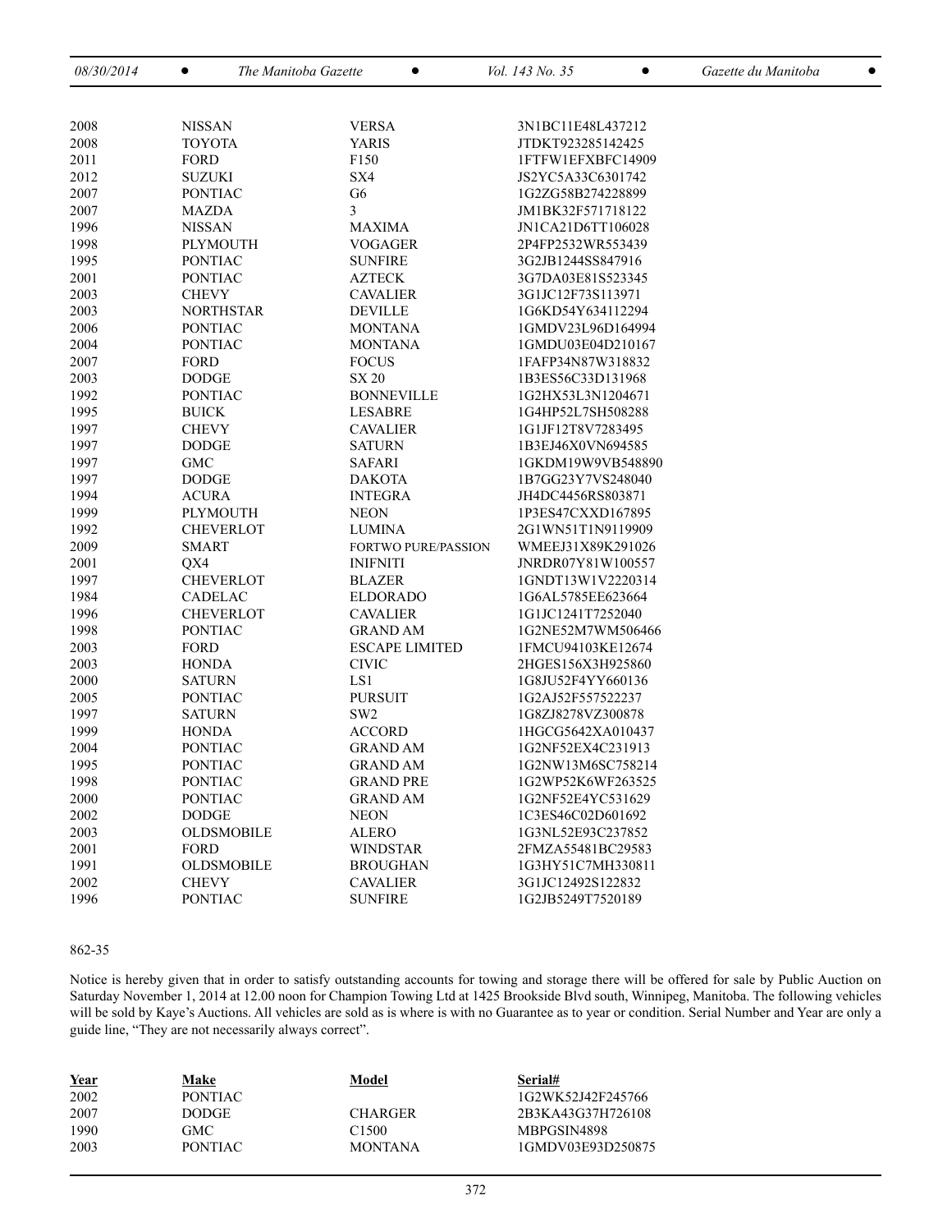| | | | |
|---|---|---|---|
| 2008 | NISSAN | VERSA | 3N1BC11E48L437212 |
| 2008 | TOYOTA | YARIS | JTDKT923285142425 |
| 2011 | FORD | F150 | 1FTFW1EFXBFC14909 |
| 2012 | SUZUKI | SX4 | JS2YC5A33C6301742 |
| 2007 | PONTIAC | G6 | 1G2ZG58B274228899 |
| 2007 | MAZDA | 3 | JM1BK32F571718122 |
| 1996 | NISSAN | MAXIMA | JN1CA21D6TT106028 |
| 1998 | PLYMOUTH | VOGAGER | 2P4FP2532WR553439 |
| 1995 | PONTIAC | SUNFIRE | 3G2JB1244SS847916 |
| 2001 | PONTIAC | AZTECK | 3G7DA03E81S523345 |
| 2003 | CHEVY | CAVALIER | 3G1JC12F73S113971 |
| 2003 | NORTHSTAR | DEVILLE | 1G6KD54Y634112294 |
| 2006 | PONTIAC | MONTANA | 1GMDV23L96D164994 |
| 2004 | PONTIAC | MONTANA | 1GMDU03E04D210167 |
| 2007 | FORD | FOCUS | 1FAFP34N87W318832 |
| 2003 | DODGE | SX 20 | 1B3ES56C33D131968 |
| 1992 | PONTIAC | BONNEVILLE | 1G2HX53L3N1204671 |
| 1995 | BUICK | LESABRE | 1G4HP52L7SH508288 |
| 1997 | CHEVY | CAVALIER | 1G1JF12T8V7283495 |
| 1997 | DODGE | SATURN | 1B3EJ46X0VN694585 |
| 1997 | GMC | SAFARI | 1GKDM19W9VB548890 |
| 1997 | DODGE | DAKOTA | 1B7GG23Y7VS248040 |
| 1994 | ACURA | INTEGRA | JH4DC4456RS803871 |
| 1999 | PLYMOUTH | NEON | 1P3ES47CXXD167895 |
| 1992 | CHEVERLOT | LUMINA | 2G1WN51T1N9119909 |
| 2009 | SMART | FORTWO PURE/PASSION | WMEEJ31X89K291026 |
| 2001 | QX4 | INIFNITI | JNRDR07Y81W100557 |
| 1997 | CHEVERLOT | BLAZER | 1GNDT13W1V2220314 |
| 1984 | CADELAC | ELDORADO | 1G6AL5785EE623664 |
| 1996 | CHEVERLOT | CAVALIER | 1G1JC1241T7252040 |
| 1998 | PONTIAC | GRAND AM | 1G2NE52M7WM506466 |
| 2003 | FORD | ESCAPE LIMITED | 1FMCU94103KE12674 |
| 2003 | HONDA | CIVIC | 2HGES156X3H925860 |
| 2000 | SATURN | LS1 | 1G8JU52F4YY660136 |
| 2005 | PONTIAC | PURSUIT | 1G2AJ52F557522237 |
| 1997 | SATURN | SW2 | 1G8ZJ8278VZ300878 |
| 1999 | HONDA | ACCORD | 1HGCG5642XA010437 |
| 2004 | PONTIAC | GRAND AM | 1G2NF52EX4C231913 |
| 1995 | PONTIAC | GRAND AM | 1G2NW13M6SC758214 |
| 1998 | PONTIAC | GRAND PRE | 1G2WP52K6WF263525 |
| 2000 | PONTIAC | GRAND AM | 1G2NF52E4YC531629 |
| 2002 | DODGE | NEON | 1C3ES46C02D601692 |
| 2003 | OLDSMOBILE | ALERO | 1G3NL52E93C237852 |
| 2001 | FORD | WINDSTAR | 2FMZA55481BC29583 |
| 1991 | OLDSMOBILE | BROUGHAN | 1G3HY51C7MH330811 |
| 2002 | CHEVY | CAVALIER | 3G1JC12492S122832 |
| 1996 | PONTIAC | SUNFIRE | 1G2JB5249T7520189 |

862-35

Notice is hereby given that in order to satisfy outstanding accounts for towing and storage there will be offered for sale by Public Auction on Saturday November 1, 2014 at 12.00 noon for Champion Towing Ltd at 1425 Brookside Blvd south, Winnipeg, Manitoba. The following vehicles will be sold by Kaye's Auctions. All vehicles are sold as is where is with no Guarantee as to year or condition. Serial Number and Year are only a guide line, "They are not necessarily always correct".

| Year | Make | Model | Serial# |
|---|---|---|---|
| 2002 | PONTIAC | | 1G2WK52J42F245766 |
| 2007 | DODGE | CHARGER | 2B3KA43G37H726108 |
| 1990 | GMC | C1500 | MBPGSIN4898 |
| 2003 | PONTIAC | MONTANA | 1GMDV03E93D250875 |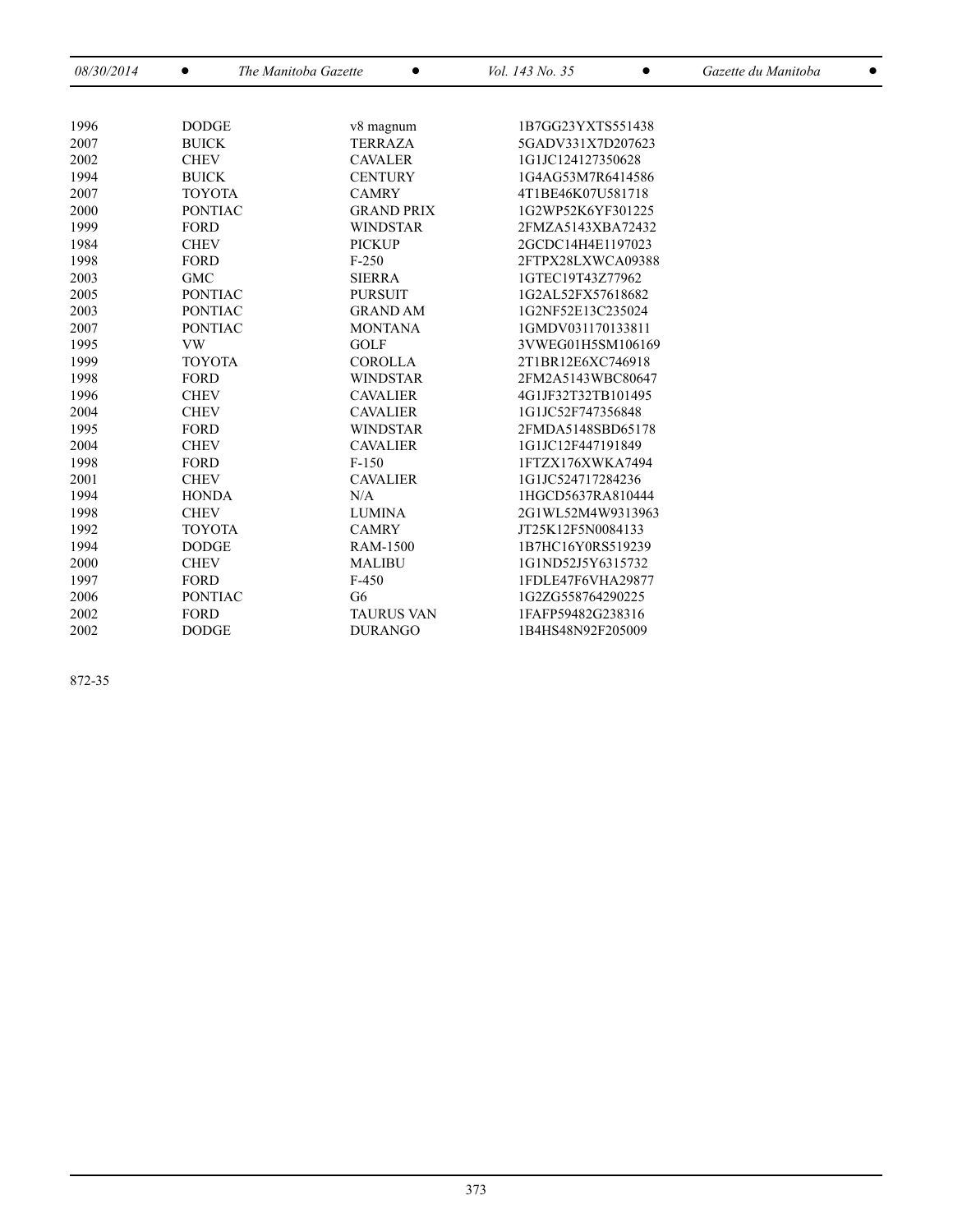| | | | |
|---|---|---|---|
| 1996 | DODGE | v8 magnum | 1B7GG23YXTS551438 |
| 2007 | BUICK | TERRAZA | 5GADV331X7D207623 |
| 2002 | CHEV | CAVALER | 1G1JC124127350628 |
| 1994 | BUICK | CENTURY | 1G4AG53M7R6414586 |
| 2007 | TOYOTA | CAMRY | 4T1BE46K07U581718 |
| 2000 | PONTIAC | GRAND PRIX | 1G2WP52K6YF301225 |
| 1999 | FORD | WINDSTAR | 2FMZA5143XBA72432 |
| 1984 | CHEV | PICKUP | 2GCDC14H4E1197023 |
| 1998 | FORD | F-250 | 2FTPX28LXWCA09388 |
| 2003 | GMC | SIERRA | 1GTEC19T43Z77962 |
| 2005 | PONTIAC | PURSUIT | 1G2AL52FX57618682 |
| 2003 | PONTIAC | GRAND AM | 1G2NF52E13C235024 |
| 2007 | PONTIAC | MONTANA | 1GMDV031170133811 |
| 1995 | VW | GOLF | 3VWEG01H5SM106169 |
| 1999 | TOYOTA | COROLLA | 2T1BR12E6XC746918 |
| 1998 | FORD | WINDSTAR | 2FM2A5143WBC80647 |
| 1996 | CHEV | CAVALIER | 4G1JF32T32TB101495 |
| 2004 | CHEV | CAVALIER | 1G1JC52F747356848 |
| 1995 | FORD | WINDSTAR | 2FMDA5148SBD65178 |
| 2004 | CHEV | CAVALIER | 1G1JC12F447191849 |
| 1998 | FORD | F-150 | 1FTZX176XWKA7494 |
| 2001 | CHEV | CAVALIER | 1G1JC524717284236 |
| 1994 | HONDA | N/A | 1HGCD5637RA810444 |
| 1998 | CHEV | LUMINA | 2G1WL52M4W9313963 |
| 1992 | TOYOTA | CAMRY | JT25K12F5N0084133 |
| 1994 | DODGE | RAM-1500 | 1B7HC16Y0RS519239 |
| 2000 | CHEV | MALIBU | 1G1ND52J5Y6315732 |
| 1997 | FORD | F-450 | 1FDLE47F6VHA29877 |
| 2006 | PONTIAC | G6 | 1G2ZG558764290225 |
| 2002 | FORD | TAURUS VAN | 1FAFP59482G238316 |
| 2002 | DODGE | DURANGO | 1B4HS48N92F205009 |

872-35